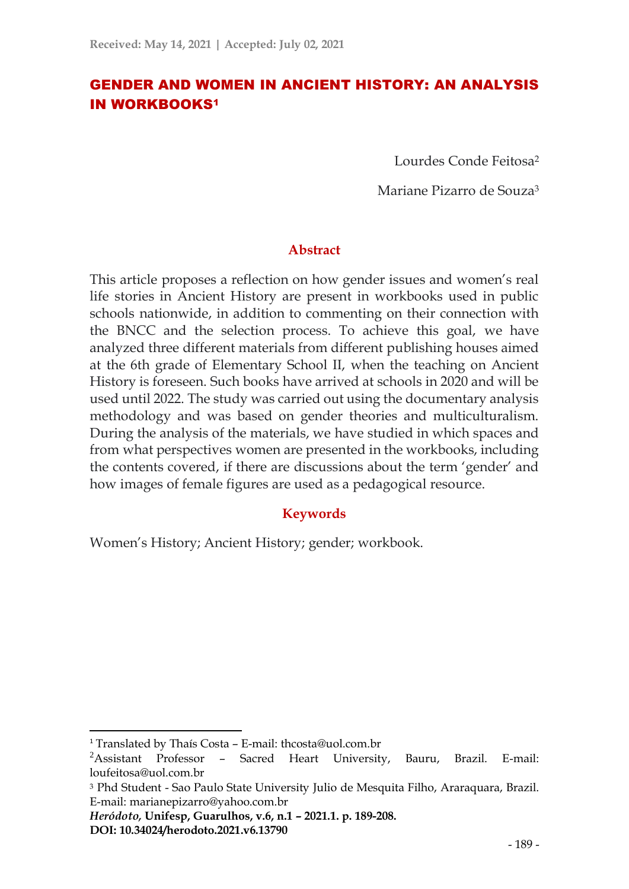Received: May 14, 2021 | Accepted: July 02, 2021

# GENDER AND WOMEN IN ANCIENT HISTORY: AN ANALYSIS IN WORKBOOKS[1]

Lourdes Conde Feitosa[2]

Mariane Pizarro de Souza[3]

## Abstract

This article proposes a reflection on how gender issues and women's real life stories in Ancient History are present in workbooks used in public schools nationwide, in addition to commenting on their connection with the BNCC and the selection process. To achieve this goal, we have analyzed three different materials from different publishing houses aimed at the 6th grade of Elementary School II, when the teaching on Ancient History is foreseen. Such books have arrived at schools in 2020 and will be used until 2022. The study was carried out using the documentary analysis methodology and was based on gender theories and multiculturalism. During the analysis of the materials, we have studied in which spaces and from what perspectives women are presented in the workbooks, including the contents covered, if there are discussions about the term 'gender' and how images of female figures are used as a pedagogical resource.

## Keywords

Women's History; Ancient History; gender; workbook.

---

[1] Translated by Thaís Costa – E-mail: thcosta@uol.com.br

[2] Assistant Professor – Sacred Heart University, Bauru, Brazil. E-mail: loufeitosa@uol.com.br

[3] Phd Student - Sao Paulo State University Julio de Mesquita Filho, Araraquara, Brazil. E-mail: marianepizarro@yahoo.com.br

*Heródoto*, **Unifesp, Guarulhos, v.6, n.1 – 2021.1. p. 189-208.**
**DOI: 10.34024/herodoto.2021.v6.13790**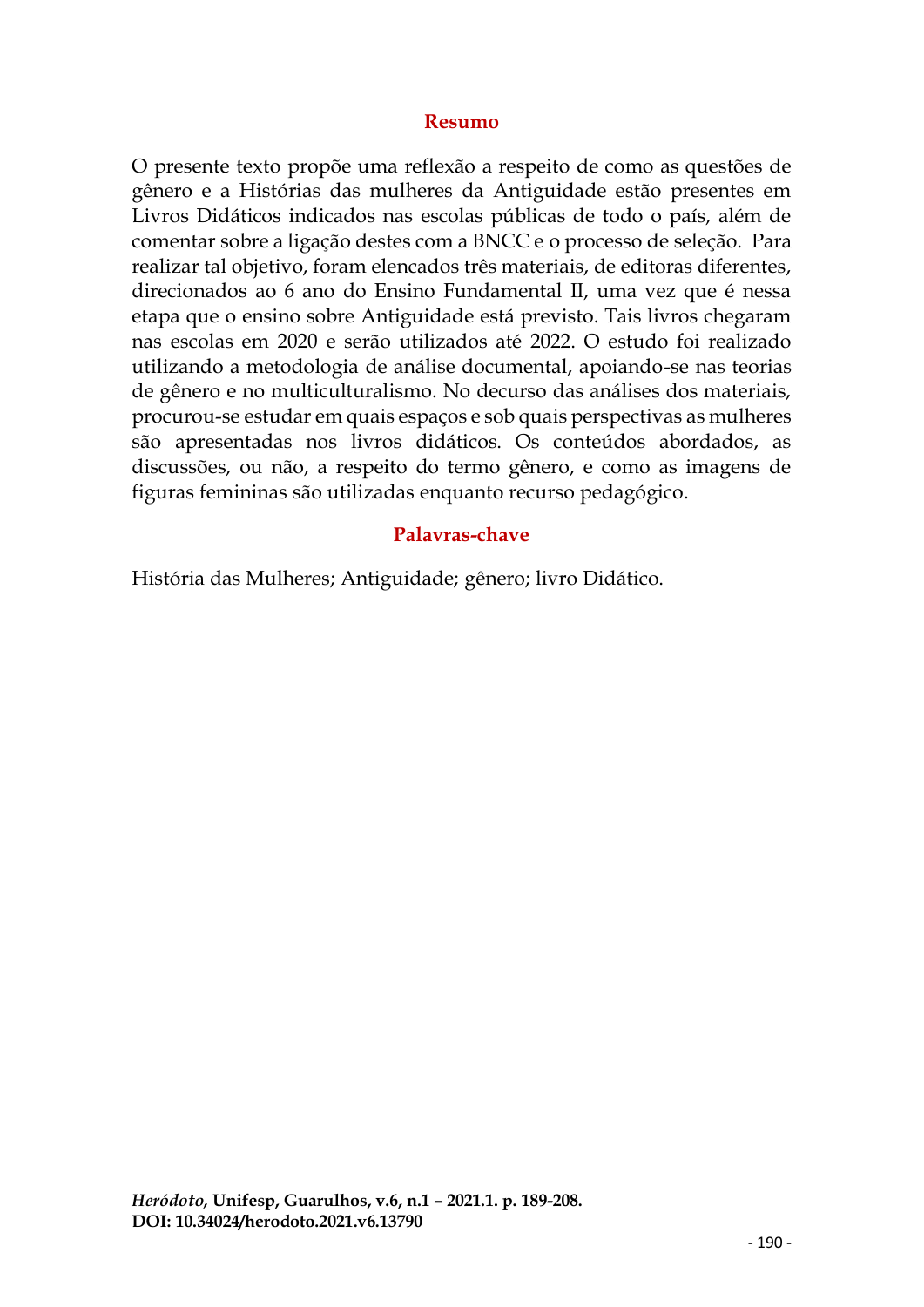## Resumo

O presente texto propõe uma reflexão a respeito de como as questões de gênero e a Histórias das mulheres da Antiguidade estão presentes em Livros Didáticos indicados nas escolas públicas de todo o país, além de comentar sobre a ligação destes com a BNCC e o processo de seleção. Para realizar tal objetivo, foram elencados três materiais, de editoras diferentes, direcionados ao 6 ano do Ensino Fundamental II, uma vez que é nessa etapa que o ensino sobre Antiguidade está previsto. Tais livros chegaram nas escolas em 2020 e serão utilizados até 2022. O estudo foi realizado utilizando a metodologia de análise documental, apoiando-se nas teorias de gênero e no multiculturalismo. No decurso das análises dos materiais, procurou-se estudar em quais espaços e sob quais perspectivas as mulheres são apresentadas nos livros didáticos. Os conteúdos abordados, as discussões, ou não, a respeito do termo gênero, e como as imagens de figuras femininas são utilizadas enquanto recurso pedagógico.

## Palavras-chave

História das Mulheres; Antiguidade; gênero; livro Didático.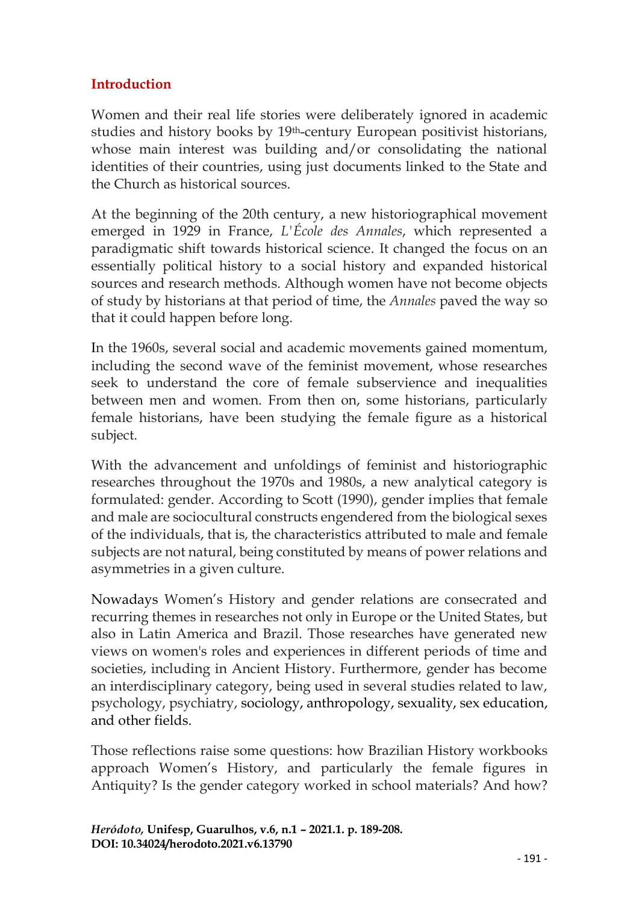## Introduction

Women and their real life stories were deliberately ignored in academic studies and history books by 19th-century European positivist historians, whose main interest was building and/or consolidating the national identities of their countries, using just documents linked to the State and the Church as historical sources.

At the beginning of the 20th century, a new historiographical movement emerged in 1929 in France, *L'École des Annales*, which represented a paradigmatic shift towards historical science. It changed the focus on an essentially political history to a social history and expanded historical sources and research methods. Although women have not become objects of study by historians at that period of time, the *Annales* paved the way so that it could happen before long.

In the 1960s, several social and academic movements gained momentum, including the second wave of the feminist movement, whose researches seek to understand the core of female subservience and inequalities between men and women. From then on, some historians, particularly female historians, have been studying the female figure as a historical subject.

With the advancement and unfoldings of feminist and historiographic researches throughout the 1970s and 1980s, a new analytical category is formulated: gender. According to Scott (1990), gender implies that female and male are sociocultural constructs engendered from the biological sexes of the individuals, that is, the characteristics attributed to male and female subjects are not natural, being constituted by means of power relations and asymmetries in a given culture.

Nowadays Women's History and gender relations are consecrated and recurring themes in researches not only in Europe or the United States, but also in Latin America and Brazil. Those researches have generated new views on women's roles and experiences in different periods of time and societies, including in Ancient History. Furthermore, gender has become an interdisciplinary category, being used in several studies related to law, psychology, psychiatry, sociology, anthropology, sexuality, sex education, and other fields.

Those reflections raise some questions: how Brazilian History workbooks approach Women's History, and particularly the female figures in Antiquity? Is the gender category worked in school materials? And how?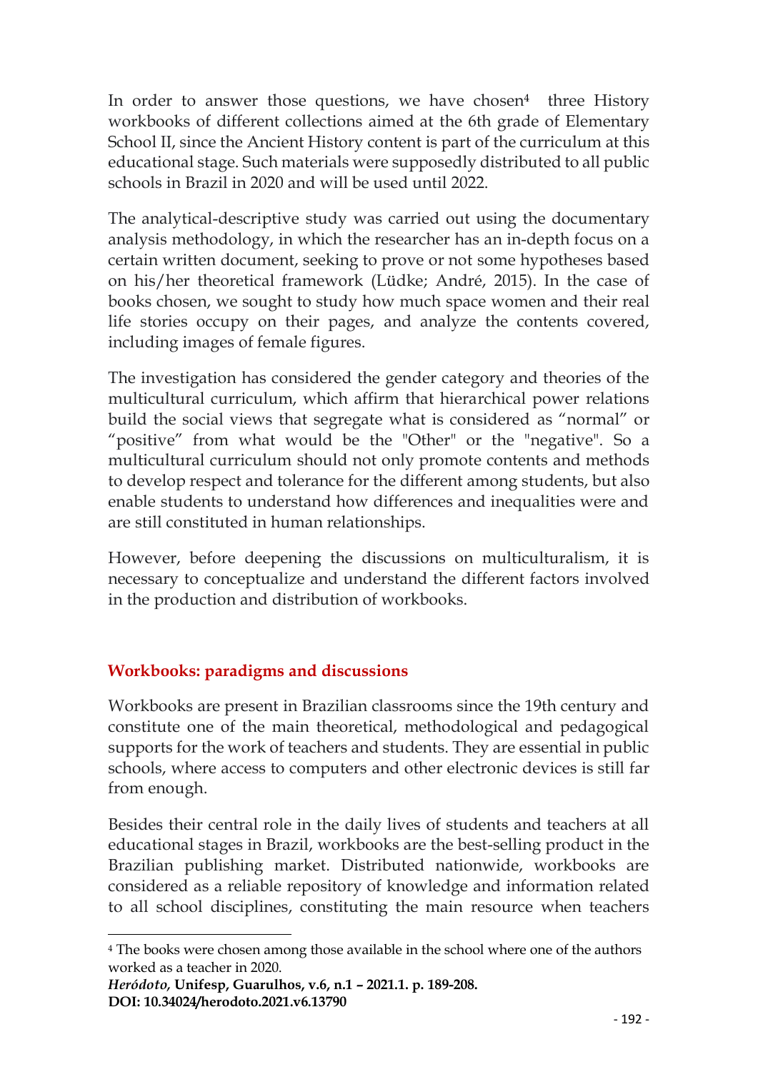In order to answer those questions, we have chosen[4] three History workbooks of different collections aimed at the 6th grade of Elementary School II, since the Ancient History content is part of the curriculum at this educational stage. Such materials were supposedly distributed to all public schools in Brazil in 2020 and will be used until 2022.

The analytical-descriptive study was carried out using the documentary analysis methodology, in which the researcher has an in-depth focus on a certain written document, seeking to prove or not some hypotheses based on his/her theoretical framework (Lüdke; André, 2015). In the case of books chosen, we sought to study how much space women and their real life stories occupy on their pages, and analyze the contents covered, including images of female figures.

The investigation has considered the gender category and theories of the multicultural curriculum, which affirm that hierarchical power relations build the social views that segregate what is considered as "normal" or "positive" from what would be the "Other" or the "negative". So a multicultural curriculum should not only promote contents and methods to develop respect and tolerance for the different among students, but also enable students to understand how differences and inequalities were and are still constituted in human relationships.

However, before deepening the discussions on multiculturalism, it is necessary to conceptualize and understand the different factors involved in the production and distribution of workbooks.

## Workbooks: paradigms and discussions

Workbooks are present in Brazilian classrooms since the 19th century and constitute one of the main theoretical, methodological and pedagogical supports for the work of teachers and students. They are essential in public schools, where access to computers and other electronic devices is still far from enough.

Besides their central role in the daily lives of students and teachers at all educational stages in Brazil, workbooks are the best-selling product in the Brazilian publishing market. Distributed nationwide, workbooks are considered as a reliable repository of knowledge and information related to all school disciplines, constituting the main resource when teachers

[4] The books were chosen among those available in the school where one of the authors worked as a teacher in 2020.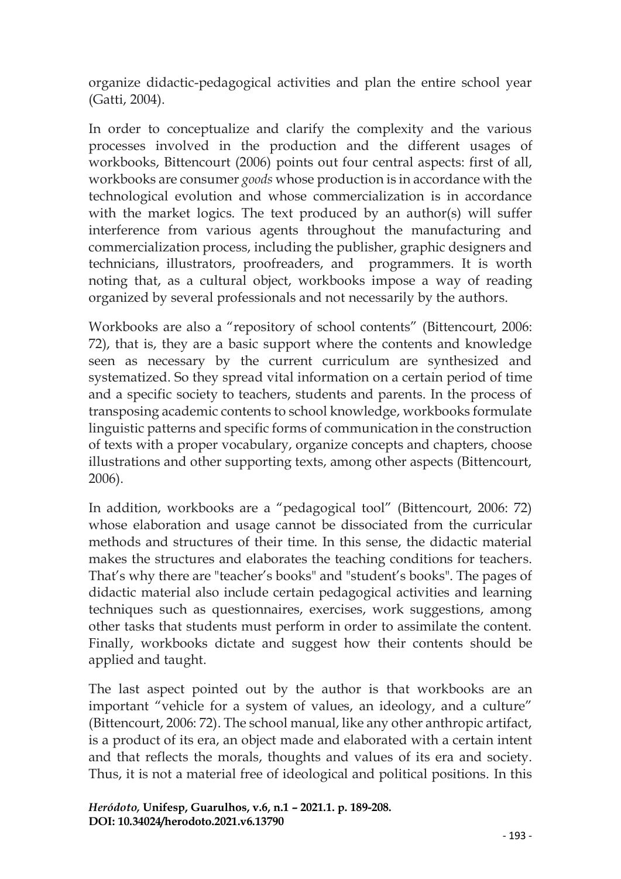organize didactic-pedagogical activities and plan the entire school year (Gatti, 2004).

In order to conceptualize and clarify the complexity and the various processes involved in the production and the different usages of workbooks, Bittencourt (2006) points out four central aspects: first of all, workbooks are consumer *goods* whose production is in accordance with the technological evolution and whose commercialization is in accordance with the market logics. The text produced by an author(s) will suffer interference from various agents throughout the manufacturing and commercialization process, including the publisher, graphic designers and technicians, illustrators, proofreaders, and programmers. It is worth noting that, as a cultural object, workbooks impose a way of reading organized by several professionals and not necessarily by the authors.

Workbooks are also a "repository of school contents" (Bittencourt, 2006: 72), that is, they are a basic support where the contents and knowledge seen as necessary by the current curriculum are synthesized and systematized. So they spread vital information on a certain period of time and a specific society to teachers, students and parents. In the process of transposing academic contents to school knowledge, workbooks formulate linguistic patterns and specific forms of communication in the construction of texts with a proper vocabulary, organize concepts and chapters, choose illustrations and other supporting texts, among other aspects (Bittencourt, 2006).

In addition, workbooks are a "pedagogical tool" (Bittencourt, 2006: 72) whose elaboration and usage cannot be dissociated from the curricular methods and structures of their time. In this sense, the didactic material makes the structures and elaborates the teaching conditions for teachers. That's why there are "teacher's books" and "student's books". The pages of didactic material also include certain pedagogical activities and learning techniques such as questionnaires, exercises, work suggestions, among other tasks that students must perform in order to assimilate the content. Finally, workbooks dictate and suggest how their contents should be applied and taught.

The last aspect pointed out by the author is that workbooks are an important "vehicle for a system of values, an ideology, and a culture" (Bittencourt, 2006: 72). The school manual, like any other anthropic artifact, is a product of its era, an object made and elaborated with a certain intent and that reflects the morals, thoughts and values of its era and society. Thus, it is not a material free of ideological and political positions. In this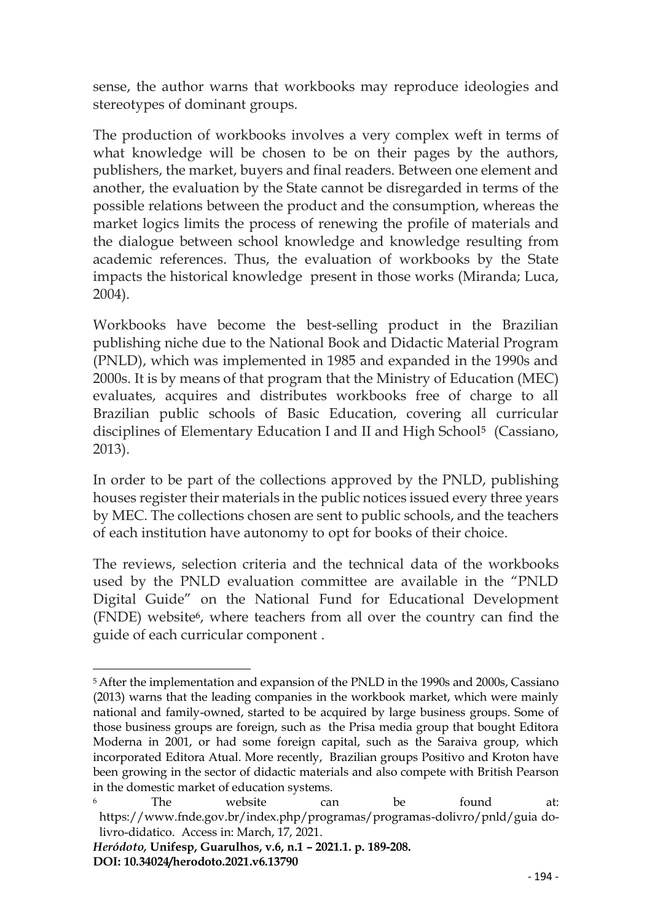sense, the author warns that workbooks may reproduce ideologies and stereotypes of dominant groups.

The production of workbooks involves a very complex weft in terms of what knowledge will be chosen to be on their pages by the authors, publishers, the market, buyers and final readers. Between one element and another, the evaluation by the State cannot be disregarded in terms of the possible relations between the product and the consumption, whereas the market logics limits the process of renewing the profile of materials and the dialogue between school knowledge and knowledge resulting from academic references. Thus, the evaluation of workbooks by the State impacts the historical knowledge present in those works (Miranda; Luca, 2004).

Workbooks have become the best-selling product in the Brazilian publishing niche due to the National Book and Didactic Material Program (PNLD), which was implemented in 1985 and expanded in the 1990s and 2000s. It is by means of that program that the Ministry of Education (MEC) evaluates, acquires and distributes workbooks free of charge to all Brazilian public schools of Basic Education, covering all curricular disciplines of Elementary Education I and II and High School[5] (Cassiano, 2013).

In order to be part of the collections approved by the PNLD, publishing houses register their materials in the public notices issued every three years by MEC. The collections chosen are sent to public schools, and the teachers of each institution have autonomy to opt for books of their choice.

The reviews, selection criteria and the technical data of the workbooks used by the PNLD evaluation committee are available in the "PNLD Digital Guide" on the National Fund for Educational Development (FNDE) website[6], where teachers from all over the country can find the guide of each curricular component .

---

[5] After the implementation and expansion of the PNLD in the 1990s and 2000s, Cassiano (2013) warns that the leading companies in the workbook market, which were mainly national and family-owned, started to be acquired by large business groups. Some of those business groups are foreign, such as the Prisa media group that bought Editora Moderna in 2001, or had some foreign capital, such as the Saraiva group, which incorporated Editora Atual. More recently, Brazilian groups Positivo and Kroton have been growing in the sector of didactic materials and also compete with British Pearson in the domestic market of education systems.

[6] The website can be found at: https://www.fnde.gov.br/index.php/programas/programas-dolivro/pnld/guia do-livro-didatico. Access in: March, 17, 2021.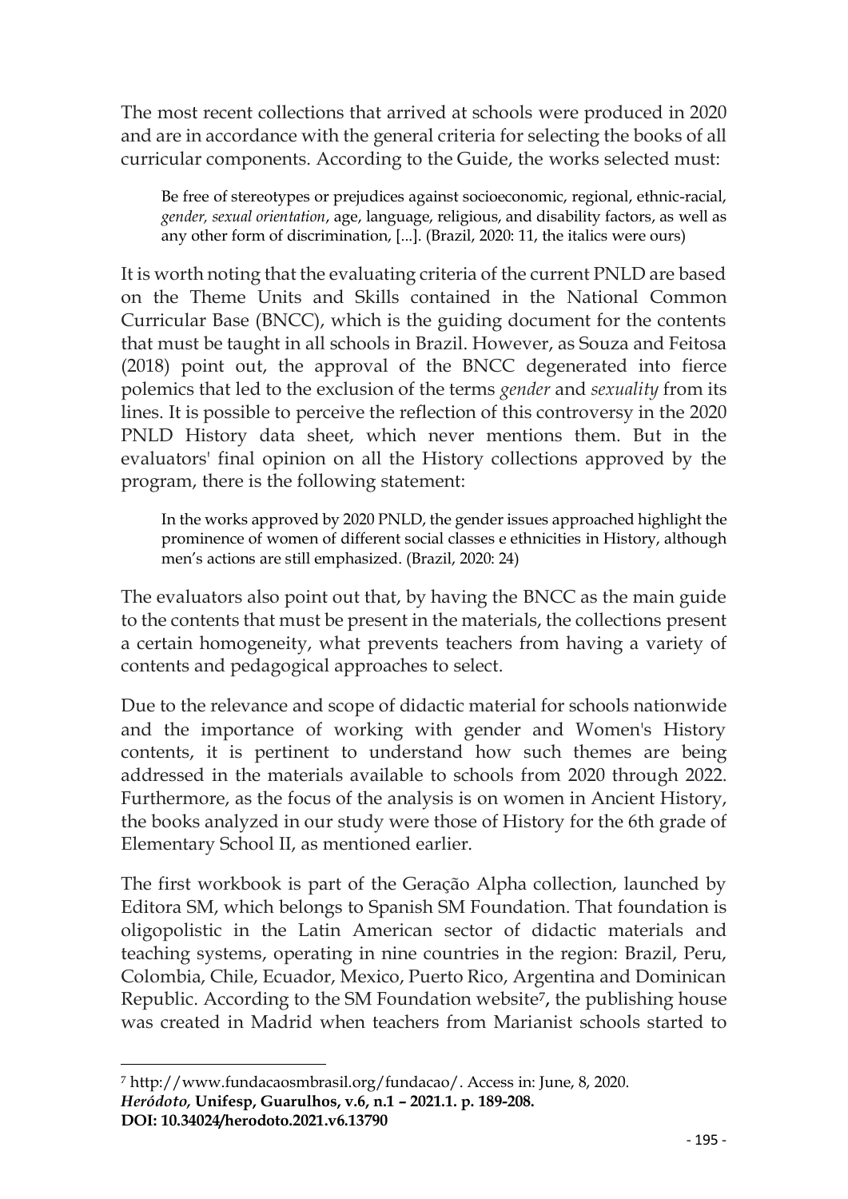The most recent collections that arrived at schools were produced in 2020 and are in accordance with the general criteria for selecting the books of all curricular components. According to the Guide, the works selected must:

> Be free of stereotypes or prejudices against socioeconomic, regional, ethnic-racial, *gender, sexual orientation*, age, language, religious, and disability factors, as well as any other form of discrimination, [...]. (Brazil, 2020: 11, the italics were ours)

It is worth noting that the evaluating criteria of the current PNLD are based on the Theme Units and Skills contained in the National Common Curricular Base (BNCC), which is the guiding document for the contents that must be taught in all schools in Brazil. However, as Souza and Feitosa (2018) point out, the approval of the BNCC degenerated into fierce polemics that led to the exclusion of the terms *gender* and *sexuality* from its lines. It is possible to perceive the reflection of this controversy in the 2020 PNLD History data sheet, which never mentions them. But in the evaluators' final opinion on all the History collections approved by the program, there is the following statement:

> In the works approved by 2020 PNLD, the gender issues approached highlight the prominence of women of different social classes e ethnicities in History, although men's actions are still emphasized. (Brazil, 2020: 24)

The evaluators also point out that, by having the BNCC as the main guide to the contents that must be present in the materials, the collections present a certain homogeneity, what prevents teachers from having a variety of contents and pedagogical approaches to select.

Due to the relevance and scope of didactic material for schools nationwide and the importance of working with gender and Women's History contents, it is pertinent to understand how such themes are being addressed in the materials available to schools from 2020 through 2022. Furthermore, as the focus of the analysis is on women in Ancient History, the books analyzed in our study were those of History for the 6th grade of Elementary School II, as mentioned earlier.

The first workbook is part of the Geração Alpha collection, launched by Editora SM, which belongs to Spanish SM Foundation. That foundation is oligopolistic in the Latin American sector of didactic materials and teaching systems, operating in nine countries in the region: Brazil, Peru, Colombia, Chile, Ecuador, Mexico, Puerto Rico, Argentina and Dominican Republic. According to the SM Foundation website[7], the publishing house was created in Madrid when teachers from Marianist schools started to

[7] http://www.fundacaosmbrasil.org/fundacao/. Access in: June, 8, 2020.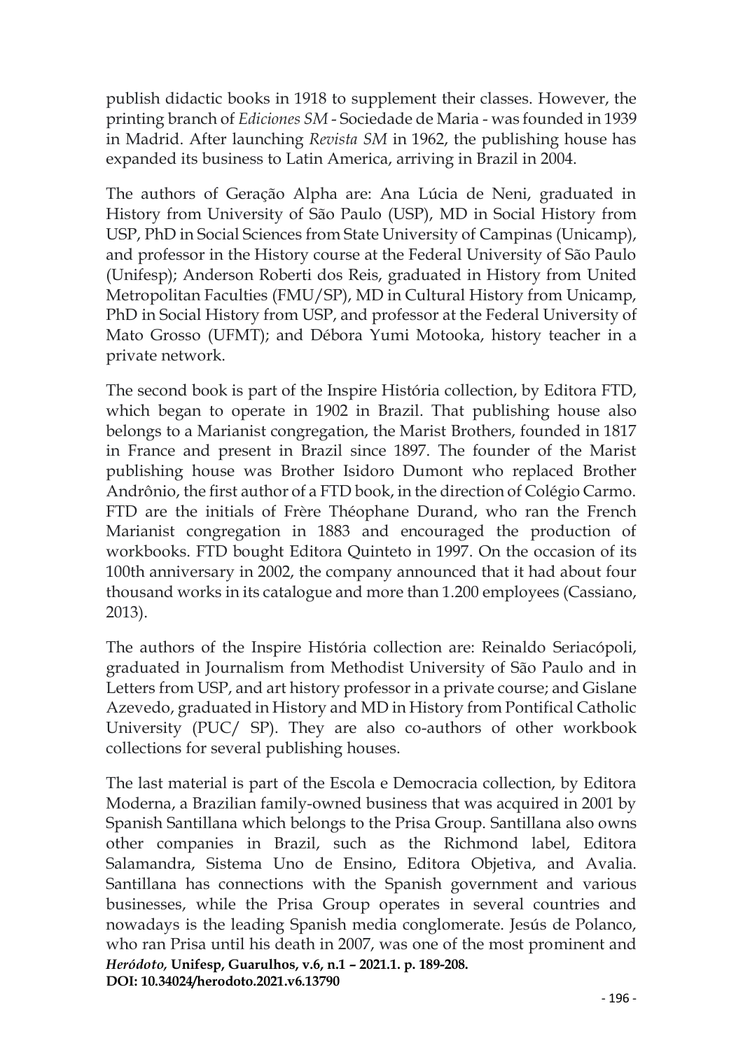publish didactic books in 1918 to supplement their classes. However, the printing branch of *Ediciones SM* - Sociedade de Maria - was founded in 1939 in Madrid. After launching *Revista SM* in 1962, the publishing house has expanded its business to Latin America, arriving in Brazil in 2004.

The authors of Geração Alpha are: Ana Lúcia de Neni, graduated in History from University of São Paulo (USP), MD in Social History from USP, PhD in Social Sciences from State University of Campinas (Unicamp), and professor in the History course at the Federal University of São Paulo (Unifesp); Anderson Roberti dos Reis, graduated in History from United Metropolitan Faculties (FMU/SP), MD in Cultural History from Unicamp, PhD in Social History from USP, and professor at the Federal University of Mato Grosso (UFMT); and Débora Yumi Motooka, history teacher in a private network.

The second book is part of the Inspire História collection, by Editora FTD, which began to operate in 1902 in Brazil. That publishing house also belongs to a Marianist congregation, the Marist Brothers, founded in 1817 in France and present in Brazil since 1897. The founder of the Marist publishing house was Brother Isidoro Dumont who replaced Brother Andrônio, the first author of a FTD book, in the direction of Colégio Carmo. FTD are the initials of Frère Théophane Durand, who ran the French Marianist congregation in 1883 and encouraged the production of workbooks. FTD bought Editora Quinteto in 1997. On the occasion of its 100th anniversary in 2002, the company announced that it had about four thousand works in its catalogue and more than 1.200 employees (Cassiano, 2013).

The authors of the Inspire História collection are: Reinaldo Seriacópoli, graduated in Journalism from Methodist University of São Paulo and in Letters from USP, and art history professor in a private course; and Gislane Azevedo, graduated in History and MD in History from Pontifical Catholic University (PUC/ SP). They are also co-authors of other workbook collections for several publishing houses.

The last material is part of the Escola e Democracia collection, by Editora Moderna, a Brazilian family-owned business that was acquired in 2001 by Spanish Santillana which belongs to the Prisa Group. Santillana also owns other companies in Brazil, such as the Richmond label, Editora Salamandra, Sistema Uno de Ensino, Editora Objetiva, and Avalia. Santillana has connections with the Spanish government and various businesses, while the Prisa Group operates in several countries and nowadays is the leading Spanish media conglomerate. Jesús de Polanco, who ran Prisa until his death in 2007, was one of the most prominent and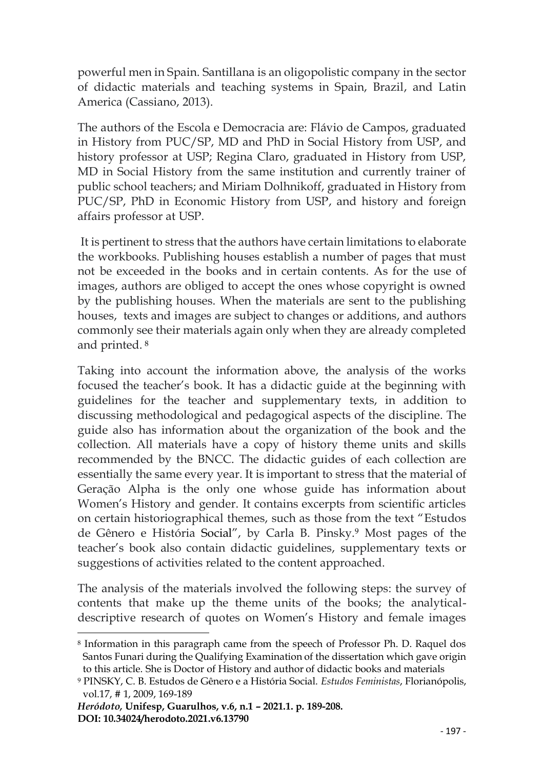powerful men in Spain. Santillana is an oligopolistic company in the sector of didactic materials and teaching systems in Spain, Brazil, and Latin America (Cassiano, 2013).

The authors of the Escola e Democracia are: Flávio de Campos, graduated in History from PUC/SP, MD and PhD in Social History from USP, and history professor at USP; Regina Claro, graduated in History from USP, MD in Social History from the same institution and currently trainer of public school teachers; and Miriam Dolhnikoff, graduated in History from PUC/SP, PhD in Economic History from USP, and history and foreign affairs professor at USP.

It is pertinent to stress that the authors have certain limitations to elaborate the workbooks. Publishing houses establish a number of pages that must not be exceeded in the books and in certain contents. As for the use of images, authors are obliged to accept the ones whose copyright is owned by the publishing houses. When the materials are sent to the publishing houses, texts and images are subject to changes or additions, and authors commonly see their materials again only when they are already completed and printed. [8]

Taking into account the information above, the analysis of the works focused the teacher's book. It has a didactic guide at the beginning with guidelines for the teacher and supplementary texts, in addition to discussing methodological and pedagogical aspects of the discipline. The guide also has information about the organization of the book and the collection. All materials have a copy of history theme units and skills recommended by the BNCC. The didactic guides of each collection are essentially the same every year. It is important to stress that the material of Geração Alpha is the only one whose guide has information about Women's History and gender. It contains excerpts from scientific articles on certain historiographical themes, such as those from the text "Estudos de Gênero e História Social", by Carla B. Pinsky.[9] Most pages of the teacher's book also contain didactic guidelines, supplementary texts or suggestions of activities related to the content approached.

The analysis of the materials involved the following steps: the survey of contents that make up the theme units of the books; the analytical-descriptive research of quotes on Women's History and female images

---

[8] Information in this paragraph came from the speech of Professor Ph. D. Raquel dos Santos Funari during the Qualifying Examination of the dissertation which gave origin to this article. She is Doctor of History and author of didactic books and materials

[9] PINSKY, C. B. Estudos de Gênero e a História Social. *Estudos Feministas*, Florianópolis, vol.17, # 1, 2009, 169-189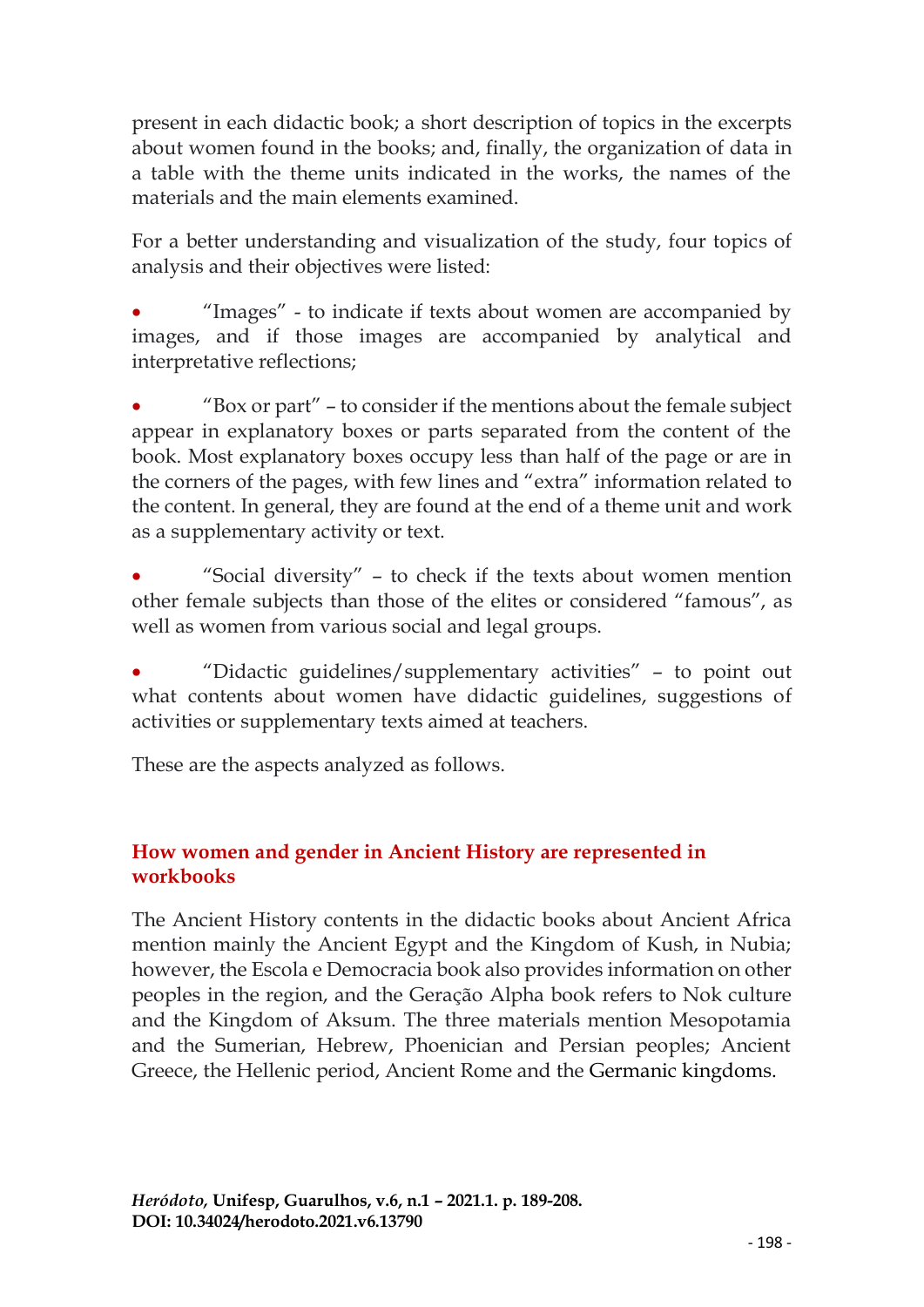present in each didactic book; a short description of topics in the excerpts about women found in the books; and, finally, the organization of data in a table with the theme units indicated in the works, the names of the materials and the main elements examined.

For a better understanding and visualization of the study, four topics of analysis and their objectives were listed:

- "Images" - to indicate if texts about women are accompanied by images, and if those images are accompanied by analytical and interpretative reflections;
- "Box or part" – to consider if the mentions about the female subject appear in explanatory boxes or parts separated from the content of the book. Most explanatory boxes occupy less than half of the page or are in the corners of the pages, with few lines and "extra" information related to the content. In general, they are found at the end of a theme unit and work as a supplementary activity or text.
- "Social diversity" – to check if the texts about women mention other female subjects than those of the elites or considered "famous", as well as women from various social and legal groups.
- "Didactic guidelines/supplementary activities" – to point out what contents about women have didactic guidelines, suggestions of activities or supplementary texts aimed at teachers.

These are the aspects analyzed as follows.

## How women and gender in Ancient History are represented in workbooks

The Ancient History contents in the didactic books about Ancient Africa mention mainly the Ancient Egypt and the Kingdom of Kush, in Nubia; however, the Escola e Democracia book also provides information on other peoples in the region, and the Geração Alpha book refers to Nok culture and the Kingdom of Aksum. The three materials mention Mesopotamia and the Sumerian, Hebrew, Phoenician and Persian peoples; Ancient Greece, the Hellenic period, Ancient Rome and the Germanic kingdoms.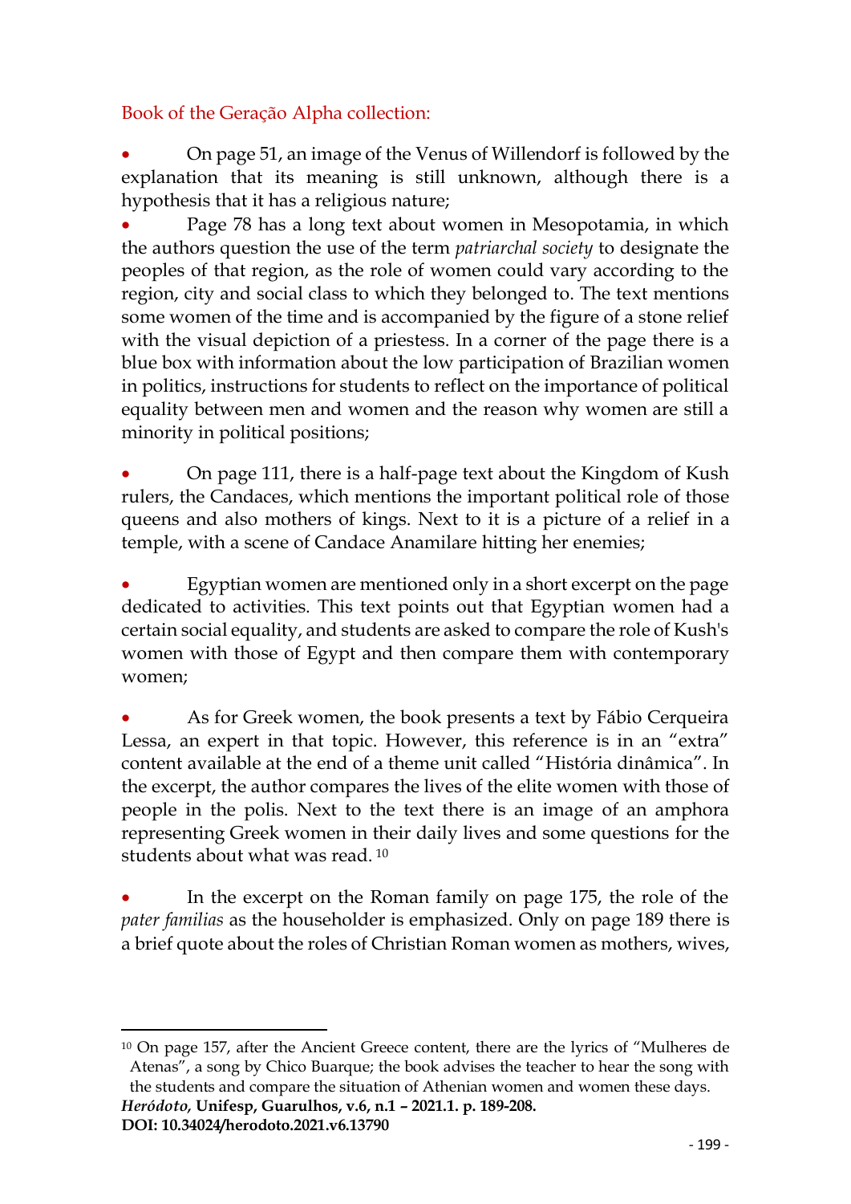Book of the Geração Alpha collection:

- On page 51, an image of the Venus of Willendorf is followed by the explanation that its meaning is still unknown, although there is a hypothesis that it has a religious nature;
- Page 78 has a long text about women in Mesopotamia, in which the authors question the use of the term *patriarchal society* to designate the peoples of that region, as the role of women could vary according to the region, city and social class to which they belonged to. The text mentions some women of the time and is accompanied by the figure of a stone relief with the visual depiction of a priestess. In a corner of the page there is a blue box with information about the low participation of Brazilian women in politics, instructions for students to reflect on the importance of political equality between men and women and the reason why women are still a minority in political positions;
- On page 111, there is a half-page text about the Kingdom of Kush rulers, the Candaces, which mentions the important political role of those queens and also mothers of kings. Next to it is a picture of a relief in a temple, with a scene of Candace Anamilare hitting her enemies;
- Egyptian women are mentioned only in a short excerpt on the page dedicated to activities. This text points out that Egyptian women had a certain social equality, and students are asked to compare the role of Kush's women with those of Egypt and then compare them with contemporary women;
- As for Greek women, the book presents a text by Fábio Cerqueira Lessa, an expert in that topic. However, this reference is in an "extra" content available at the end of a theme unit called "História dinâmica". In the excerpt, the author compares the lives of the elite women with those of people in the polis. Next to the text there is an image of an amphora representing Greek women in their daily lives and some questions for the students about what was read. [10]
- In the excerpt on the Roman family on page 175, the role of the *pater familias* as the householder is emphasized. Only on page 189 there is a brief quote about the roles of Christian Roman women as mothers, wives,

[10] On page 157, after the Ancient Greece content, there are the lyrics of "Mulheres de Atenas", a song by Chico Buarque; the book advises the teacher to hear the song with the students and compare the situation of Athenian women and women these days.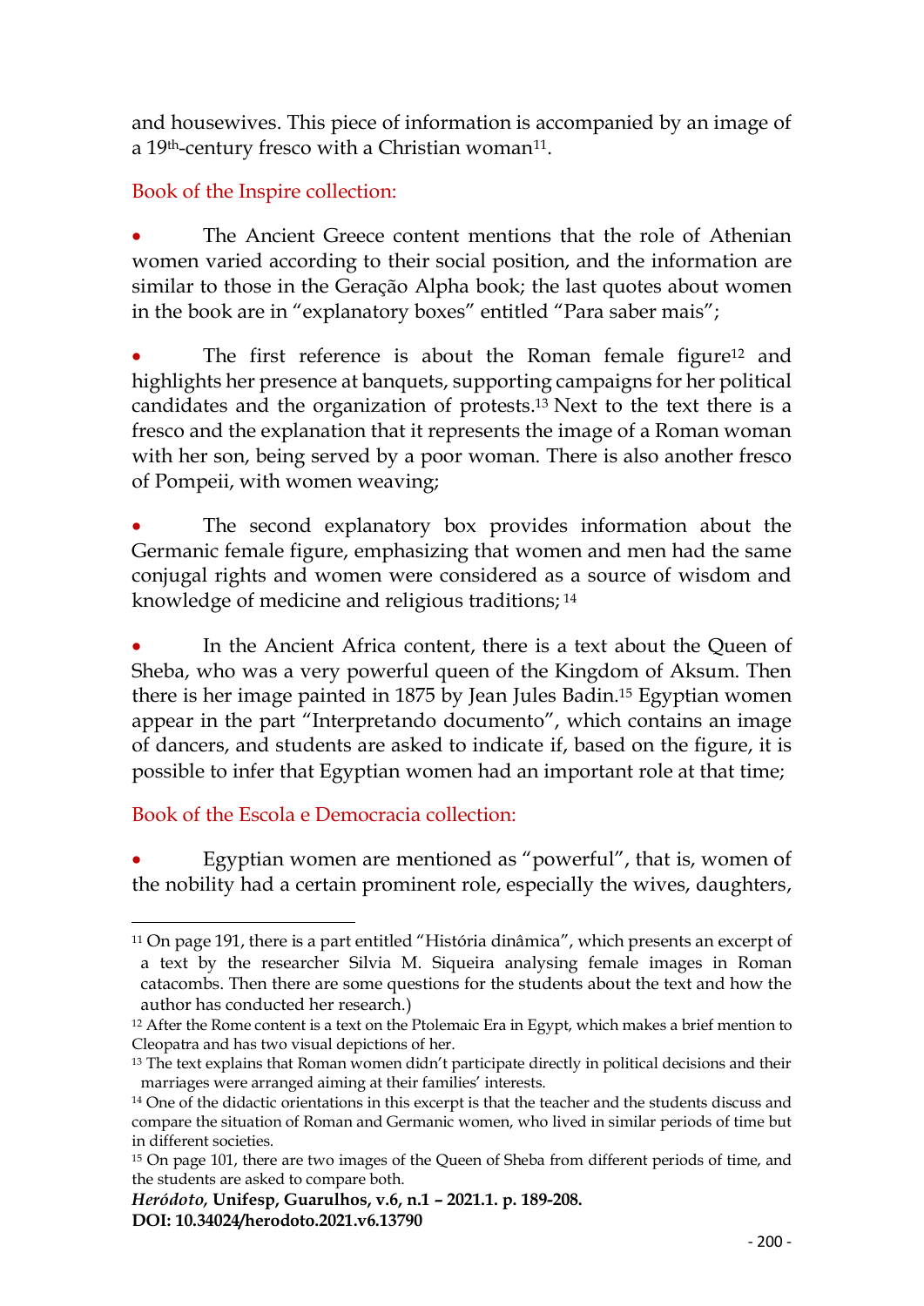and housewives. This piece of information is accompanied by an image of a 19th-century fresco with a Christian woman[11].

Book of the Inspire collection:

- The Ancient Greece content mentions that the role of Athenian women varied according to their social position, and the information are similar to those in the Geração Alpha book; the last quotes about women in the book are in "explanatory boxes" entitled "Para saber mais";

- The first reference is about the Roman female figure[12] and highlights her presence at banquets, supporting campaigns for her political candidates and the organization of protests.[13] Next to the text there is a fresco and the explanation that it represents the image of a Roman woman with her son, being served by a poor woman. There is also another fresco of Pompeii, with women weaving;

- The second explanatory box provides information about the Germanic female figure, emphasizing that women and men had the same conjugal rights and women were considered as a source of wisdom and knowledge of medicine and religious traditions; [14]

- In the Ancient Africa content, there is a text about the Queen of Sheba, who was a very powerful queen of the Kingdom of Aksum. Then there is her image painted in 1875 by Jean Jules Badin.[15] Egyptian women appear in the part "Interpretando documento", which contains an image of dancers, and students are asked to indicate if, based on the figure, it is possible to infer that Egyptian women had an important role at that time;

Book of the Escola e Democracia collection:

- Egyptian women are mentioned as "powerful", that is, women of the nobility had a certain prominent role, especially the wives, daughters,

---

[11] On page 191, there is a part entitled "História dinâmica", which presents an excerpt of a text by the researcher Silvia M. Siqueira analysing female images in Roman catacombs. Then there are some questions for the students about the text and how the author has conducted her research.)

[12] After the Rome content is a text on the Ptolemaic Era in Egypt, which makes a brief mention to Cleopatra and has two visual depictions of her.

[13] The text explains that Roman women didn't participate directly in political decisions and their marriages were arranged aiming at their families' interests.

[14] One of the didactic orientations in this excerpt is that the teacher and the students discuss and compare the situation of Roman and Germanic women, who lived in similar periods of time but in different societies.

[15] On page 101, there are two images of the Queen of Sheba from different periods of time, and the students are asked to compare both.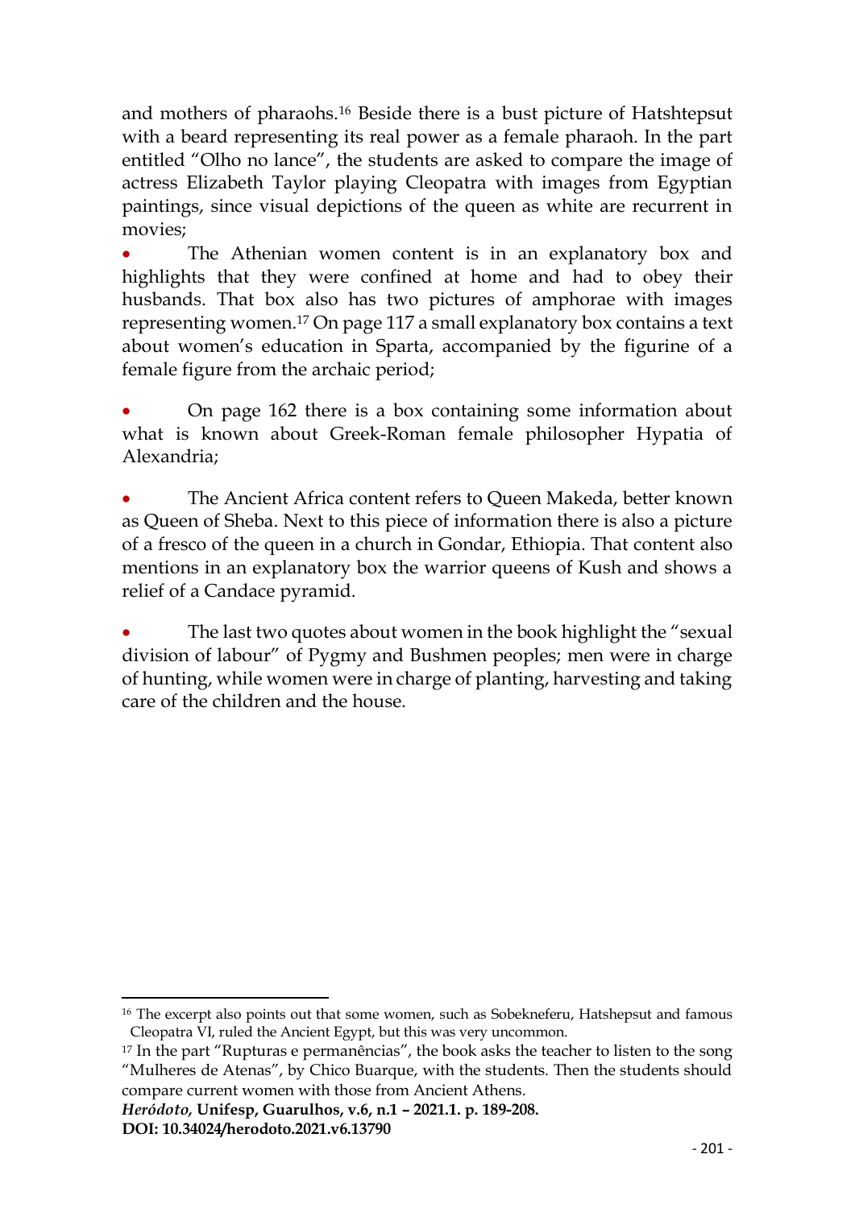and mothers of pharaohs.[16] Beside there is a bust picture of Hatshtepsut with a beard representing its real power as a female pharaoh. In the part entitled "Olho no lance", the students are asked to compare the image of actress Elizabeth Taylor playing Cleopatra with images from Egyptian paintings, since visual depictions of the queen as white are recurrent in movies;

- The Athenian women content is in an explanatory box and highlights that they were confined at home and had to obey their husbands. That box also has two pictures of amphorae with images representing women.[17] On page 117 a small explanatory box contains a text about women's education in Sparta, accompanied by the figurine of a female figure from the archaic period;

- On page 162 there is a box containing some information about what is known about Greek-Roman female philosopher Hypatia of Alexandria;

- The Ancient Africa content refers to Queen Makeda, better known as Queen of Sheba. Next to this piece of information there is also a picture of a fresco of the queen in a church in Gondar, Ethiopia. That content also mentions in an explanatory box the warrior queens of Kush and shows a relief of a Candace pyramid.

- The last two quotes about women in the book highlight the "sexual division of labour" of Pygmy and Bushmen peoples; men were in charge of hunting, while women were in charge of planting, harvesting and taking care of the children and the house.

---

[16] The excerpt also points out that some women, such as Sobekneferu, Hatshepsut and famous Cleopatra VI, ruled the Ancient Egypt, but this was very uncommon.

[17] In the part "Rupturas e permanências", the book asks the teacher to listen to the song "Mulheres de Atenas", by Chico Buarque, with the students. Then the students should compare current women with those from Ancient Athens.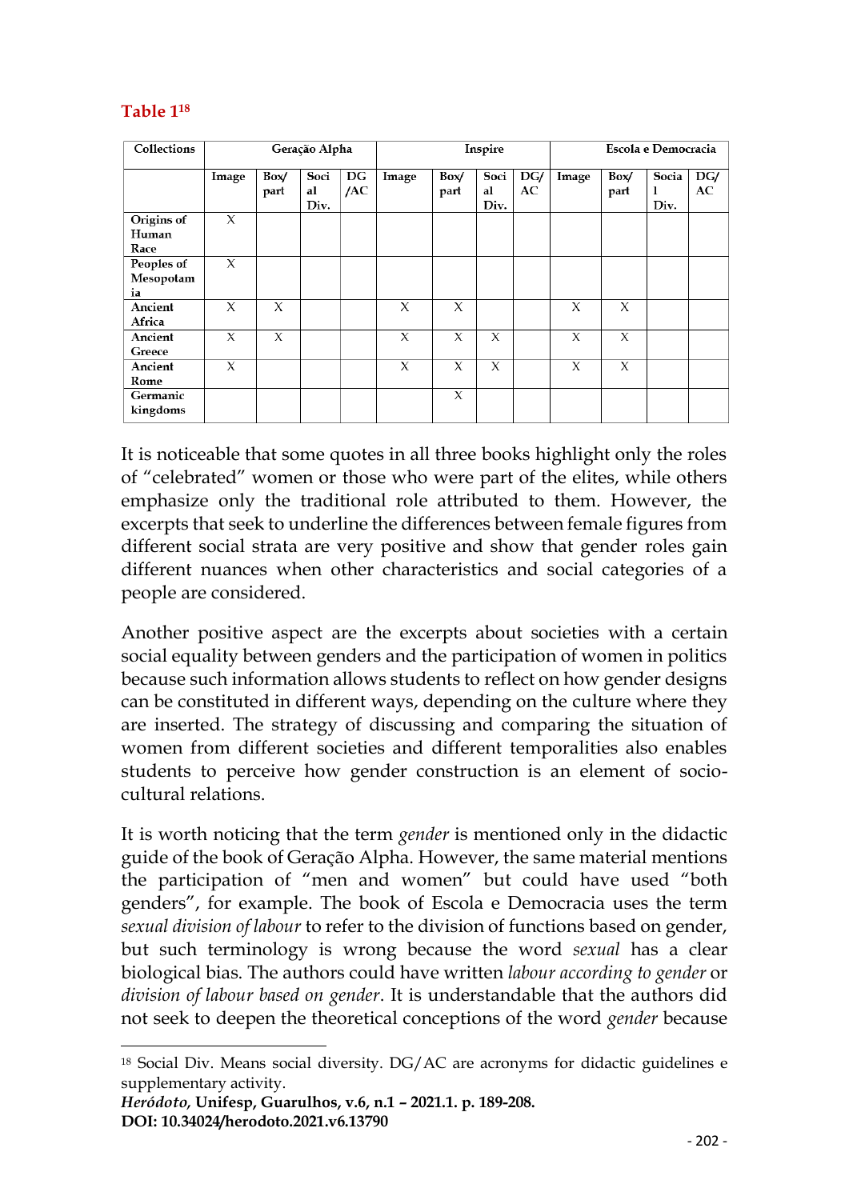**Table 1**[18]

| Collections | Geração Alpha | | | | Inspire | | | | Escola e Democracia | | | |
|---|---|---|---|---|---|---|---|---|---|---|---|---|
| | Image | Box/ part | Social Div. | DG /AC | Image | Box/ part | Social Div. | DG/ AC | Image | Box/ part | Social Div. | DG/ AC |
| Origins of Human Race | X | | | | | | | | | | | |
| Peoples of Mesopotamia | X | | | | | | | | | | | |
| Ancient Africa | X | X | | | X | X | | | X | X | | |
| Ancient Greece | X | X | | | X | X | X | | X | X | | |
| Ancient Rome | X | | | | X | X | X | | X | X | | |
| Germanic kingdoms | | | | | | X | | | | | | |

It is noticeable that some quotes in all three books highlight only the roles of "celebrated" women or those who were part of the elites, while others emphasize only the traditional role attributed to them. However, the excerpts that seek to underline the differences between female figures from different social strata are very positive and show that gender roles gain different nuances when other characteristics and social categories of a people are considered.

Another positive aspect are the excerpts about societies with a certain social equality between genders and the participation of women in politics because such information allows students to reflect on how gender designs can be constituted in different ways, depending on the culture where they are inserted. The strategy of discussing and comparing the situation of women from different societies and different temporalities also enables students to perceive how gender construction is an element of socio-cultural relations.

It is worth noticing that the term *gender* is mentioned only in the didactic guide of the book of Geração Alpha. However, the same material mentions the participation of "men and women" but could have used "both genders", for example. The book of Escola e Democracia uses the term *sexual division of labour* to refer to the division of functions based on gender, but such terminology is wrong because the word *sexual* has a clear biological bias. The authors could have written *labour according to gender* or *division of labour based on gender*. It is understandable that the authors did not seek to deepen the theoretical conceptions of the word *gender* because

[18] Social Div. Means social diversity. DG/AC are acronyms for didactic guidelines e supplementary activity.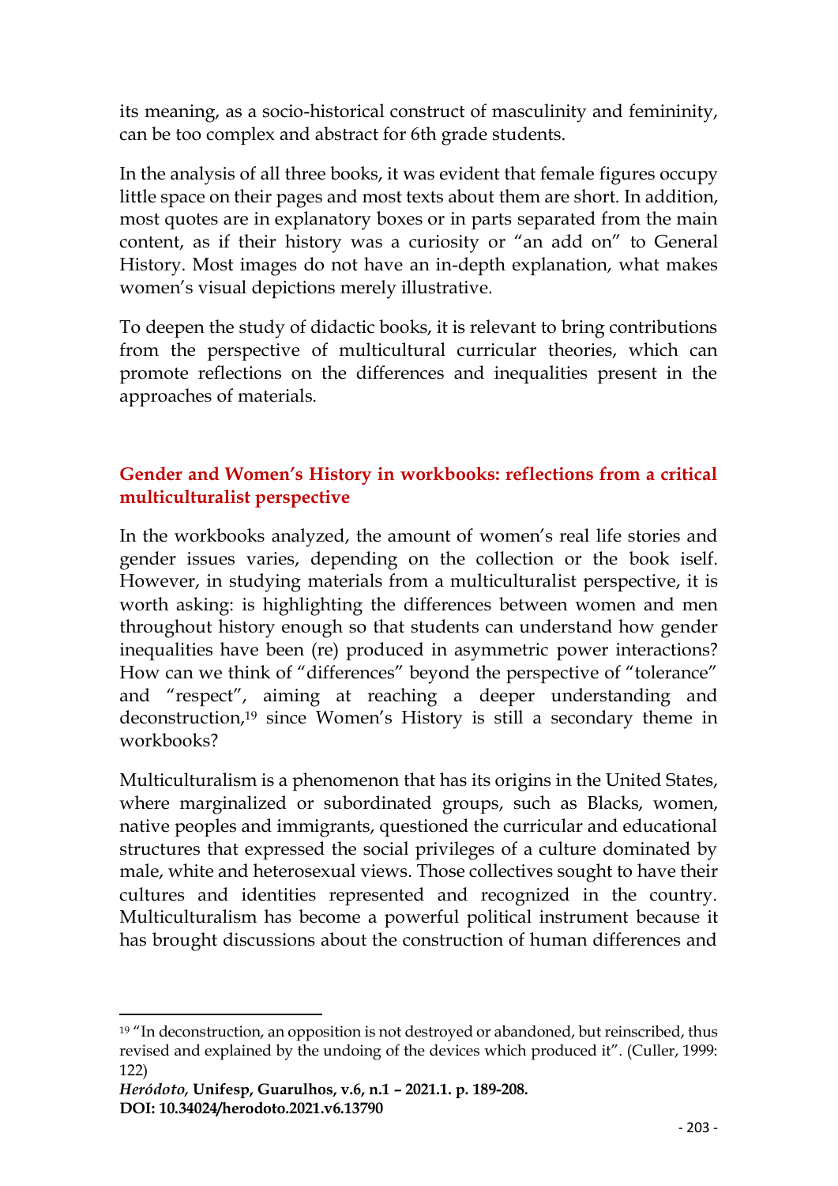its meaning, as a socio-historical construct of masculinity and femininity, can be too complex and abstract for 6th grade students.

In the analysis of all three books, it was evident that female figures occupy little space on their pages and most texts about them are short. In addition, most quotes are in explanatory boxes or in parts separated from the main content, as if their history was a curiosity or "an add on" to General History. Most images do not have an in-depth explanation, what makes women's visual depictions merely illustrative.

To deepen the study of didactic books, it is relevant to bring contributions from the perspective of multicultural curricular theories, which can promote reflections on the differences and inequalities present in the approaches of materials.

## Gender and Women's History in workbooks: reflections from a critical multiculturalist perspective

In the workbooks analyzed, the amount of women's real life stories and gender issues varies, depending on the collection or the book iself. However, in studying materials from a multiculturalist perspective, it is worth asking: is highlighting the differences between women and men throughout history enough so that students can understand how gender inequalities have been (re) produced in asymmetric power interactions? How can we think of "differences" beyond the perspective of "tolerance" and "respect", aiming at reaching a deeper understanding and deconstruction,[19] since Women's History is still a secondary theme in workbooks?

Multiculturalism is a phenomenon that has its origins in the United States, where marginalized or subordinated groups, such as Blacks, women, native peoples and immigrants, questioned the curricular and educational structures that expressed the social privileges of a culture dominated by male, white and heterosexual views. Those collectives sought to have their cultures and identities represented and recognized in the country. Multiculturalism has become a powerful political instrument because it has brought discussions about the construction of human differences and

[19] "In deconstruction, an opposition is not destroyed or abandoned, but reinscribed, thus revised and explained by the undoing of the devices which produced it". (Culler, 1999: 122)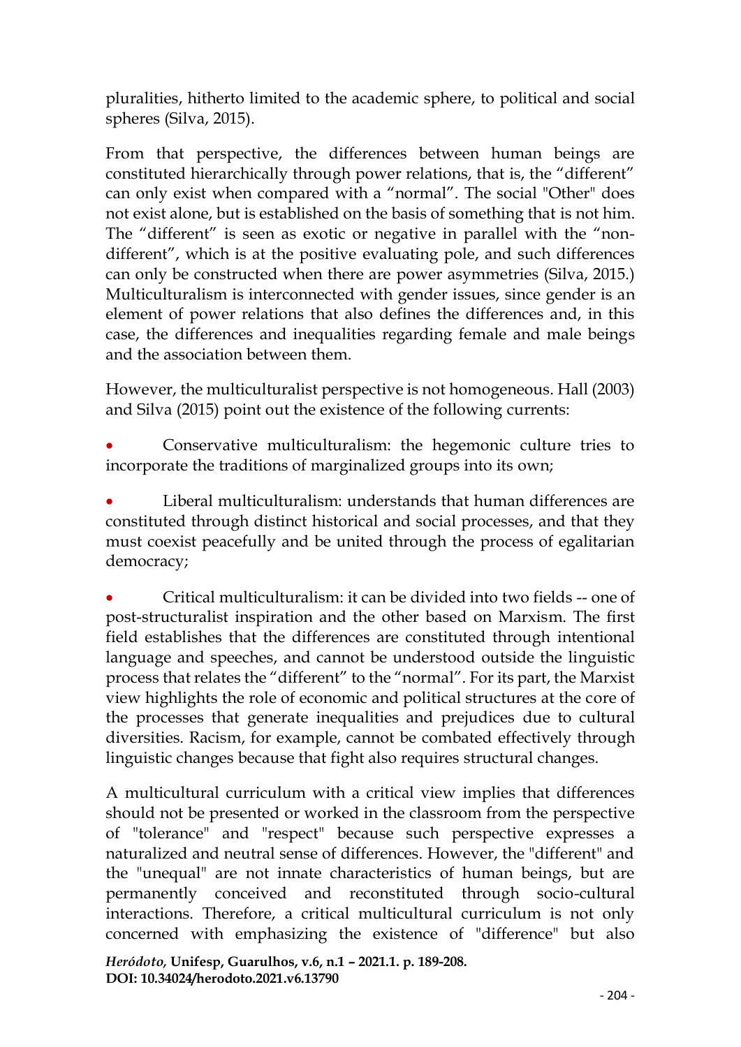pluralities, hitherto limited to the academic sphere, to political and social spheres (Silva, 2015).

From that perspective, the differences between human beings are constituted hierarchically through power relations, that is, the “different” can only exist when compared with a “normal”. The social "Other" does not exist alone, but is established on the basis of something that is not him. The “different” is seen as exotic or negative in parallel with the “non-different”, which is at the positive evaluating pole, and such differences can only be constructed when there are power asymmetries (Silva, 2015.) Multiculturalism is interconnected with gender issues, since gender is an element of power relations that also defines the differences and, in this case, the differences and inequalities regarding female and male beings and the association between them.

However, the multiculturalist perspective is not homogeneous. Hall (2003) and Silva (2015) point out the existence of the following currents:

- Conservative multiculturalism: the hegemonic culture tries to incorporate the traditions of marginalized groups into its own;
- Liberal multiculturalism: understands that human differences are constituted through distinct historical and social processes, and that they must coexist peacefully and be united through the process of egalitarian democracy;
- Critical multiculturalism: it can be divided into two fields -- one of post-structuralist inspiration and the other based on Marxism. The first field establishes that the differences are constituted through intentional language and speeches, and cannot be understood outside the linguistic process that relates the “different” to the “normal”. For its part, the Marxist view highlights the role of economic and political structures at the core of the processes that generate inequalities and prejudices due to cultural diversities. Racism, for example, cannot be combated effectively through linguistic changes because that fight also requires structural changes.

A multicultural curriculum with a critical view implies that differences should not be presented or worked in the classroom from the perspective of "tolerance" and "respect" because such perspective expresses a naturalized and neutral sense of differences. However, the "different" and the "unequal" are not innate characteristics of human beings, but are permanently conceived and reconstituted through socio-cultural interactions. Therefore, a critical multicultural curriculum is not only concerned with emphasizing the existence of "difference" but also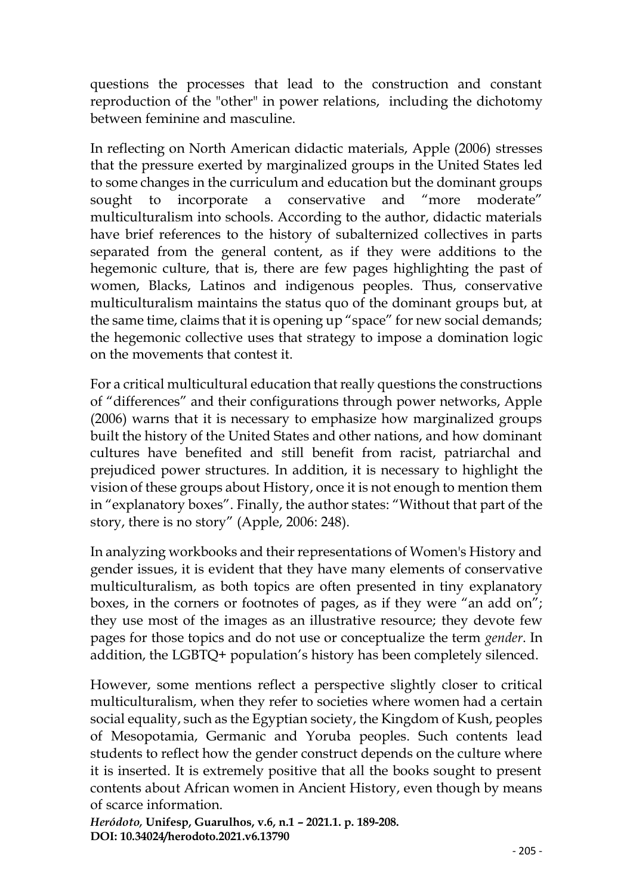questions the processes that lead to the construction and constant reproduction of the "other" in power relations, including the dichotomy between feminine and masculine.

In reflecting on North American didactic materials, Apple (2006) stresses that the pressure exerted by marginalized groups in the United States led to some changes in the curriculum and education but the dominant groups sought to incorporate a conservative and "more moderate" multiculturalism into schools. According to the author, didactic materials have brief references to the history of subalternized collectives in parts separated from the general content, as if they were additions to the hegemonic culture, that is, there are few pages highlighting the past of women, Blacks, Latinos and indigenous peoples. Thus, conservative multiculturalism maintains the status quo of the dominant groups but, at the same time, claims that it is opening up "space" for new social demands; the hegemonic collective uses that strategy to impose a domination logic on the movements that contest it.

For a critical multicultural education that really questions the constructions of "differences" and their configurations through power networks, Apple (2006) warns that it is necessary to emphasize how marginalized groups built the history of the United States and other nations, and how dominant cultures have benefited and still benefit from racist, patriarchal and prejudiced power structures. In addition, it is necessary to highlight the vision of these groups about History, once it is not enough to mention them in "explanatory boxes". Finally, the author states: "Without that part of the story, there is no story" (Apple, 2006: 248).

In analyzing workbooks and their representations of Women's History and gender issues, it is evident that they have many elements of conservative multiculturalism, as both topics are often presented in tiny explanatory boxes, in the corners or footnotes of pages, as if they were "an add on"; they use most of the images as an illustrative resource; they devote few pages for those topics and do not use or conceptualize the term *gender*. In addition, the LGBTQ+ population's history has been completely silenced.

However, some mentions reflect a perspective slightly closer to critical multiculturalism, when they refer to societies where women had a certain social equality, such as the Egyptian society, the Kingdom of Kush, peoples of Mesopotamia, Germanic and Yoruba peoples. Such contents lead students to reflect how the gender construct depends on the culture where it is inserted. It is extremely positive that all the books sought to present contents about African women in Ancient History, even though by means of scarce information.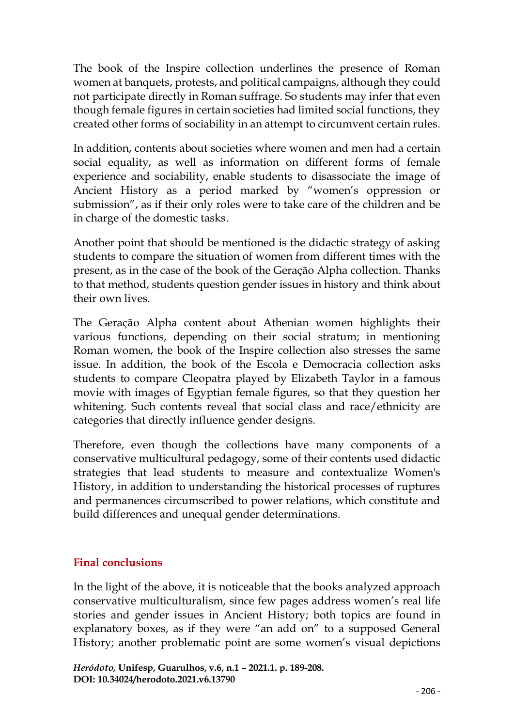The book of the Inspire collection underlines the presence of Roman women at banquets, protests, and political campaigns, although they could not participate directly in Roman suffrage. So students may infer that even though female figures in certain societies had limited social functions, they created other forms of sociability in an attempt to circumvent certain rules.

In addition, contents about societies where women and men had a certain social equality, as well as information on different forms of female experience and sociability, enable students to disassociate the image of Ancient History as a period marked by "women's oppression or submission", as if their only roles were to take care of the children and be in charge of the domestic tasks.

Another point that should be mentioned is the didactic strategy of asking students to compare the situation of women from different times with the present, as in the case of the book of the Geração Alpha collection. Thanks to that method, students question gender issues in history and think about their own lives.

The Geração Alpha content about Athenian women highlights their various functions, depending on their social stratum; in mentioning Roman women, the book of the Inspire collection also stresses the same issue. In addition, the book of the Escola e Democracia collection asks students to compare Cleopatra played by Elizabeth Taylor in a famous movie with images of Egyptian female figures, so that they question her whitening. Such contents reveal that social class and race/ethnicity are categories that directly influence gender designs.

Therefore, even though the collections have many components of a conservative multicultural pedagogy, some of their contents used didactic strategies that lead students to measure and contextualize Women's History, in addition to understanding the historical processes of ruptures and permanences circumscribed to power relations, which constitute and build differences and unequal gender determinations.

## Final conclusions

In the light of the above, it is noticeable that the books analyzed approach conservative multiculturalism, since few pages address women's real life stories and gender issues in Ancient History; both topics are found in explanatory boxes, as if they were "an add on" to a supposed General History; another problematic point are some women's visual depictions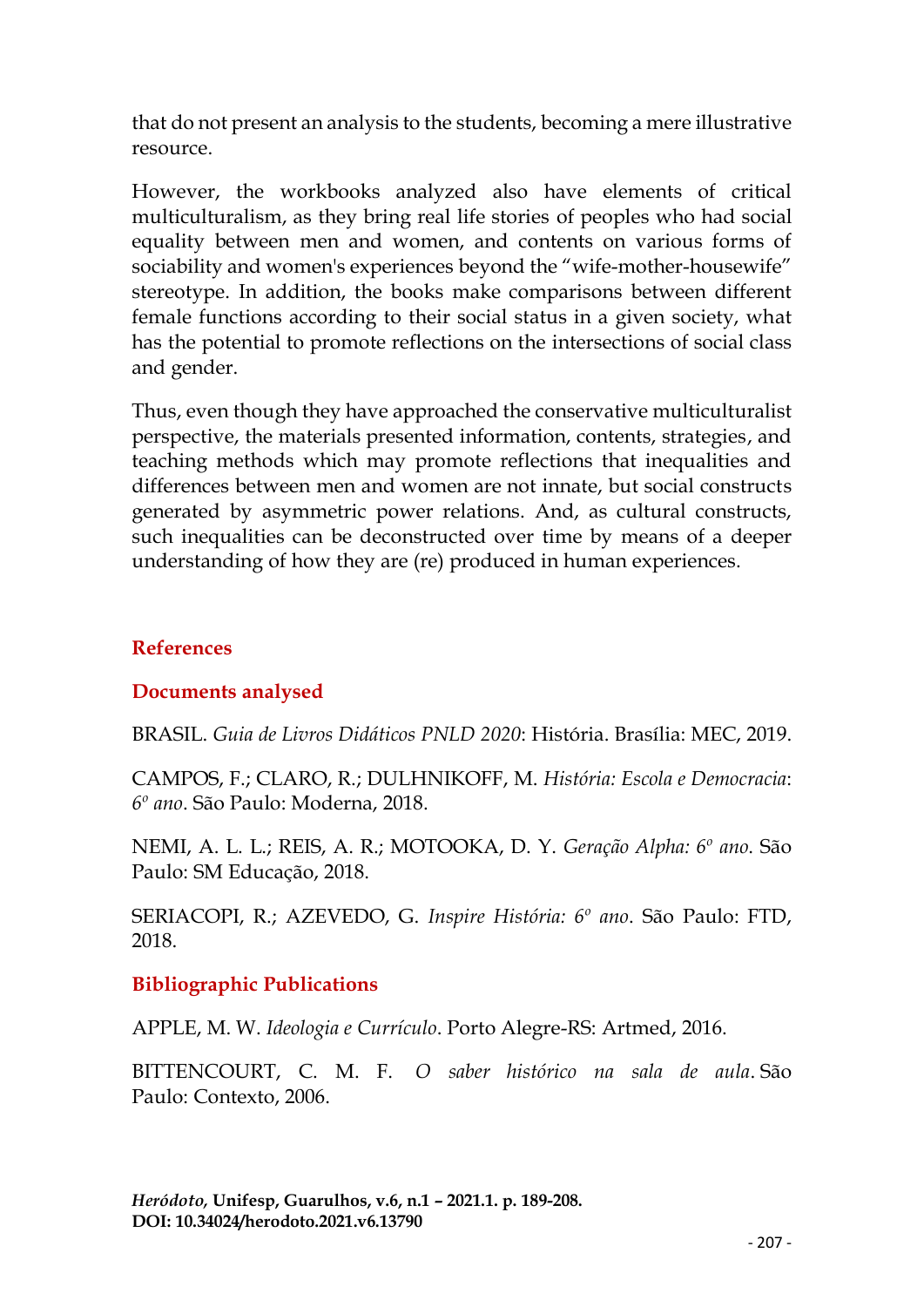that do not present an analysis to the students, becoming a mere illustrative resource.

However, the workbooks analyzed also have elements of critical multiculturalism, as they bring real life stories of peoples who had social equality between men and women, and contents on various forms of sociability and women's experiences beyond the "wife-mother-housewife" stereotype. In addition, the books make comparisons between different female functions according to their social status in a given society, what has the potential to promote reflections on the intersections of social class and gender.

Thus, even though they have approached the conservative multiculturalist perspective, the materials presented information, contents, strategies, and teaching methods which may promote reflections that inequalities and differences between men and women are not innate, but social constructs generated by asymmetric power relations. And, as cultural constructs, such inequalities can be deconstructed over time by means of a deeper understanding of how they are (re) produced in human experiences.

## References

### Documents analysed

BRASIL. *Guia de Livros Didáticos PNLD 2020*: História. Brasília: MEC, 2019.

CAMPOS, F.; CLARO, R.; DULHNIKOFF, M. *História: Escola e Democracia*: *6º ano*. São Paulo: Moderna, 2018.

NEMI, A. L. L.; REIS, A. R.; MOTOOKA, D. Y. *Geração Alpha: 6º ano*. São Paulo: SM Educação, 2018.

SERIACOPI, R.; AZEVEDO, G. *Inspire História: 6º ano*. São Paulo: FTD, 2018.

### Bibliographic Publications

APPLE, M. W. *Ideologia e Currículo*. Porto Alegre-RS: Artmed, 2016.

BITTENCOURT, C. M. F. *O saber histórico na sala de aula*. São Paulo: Contexto, 2006.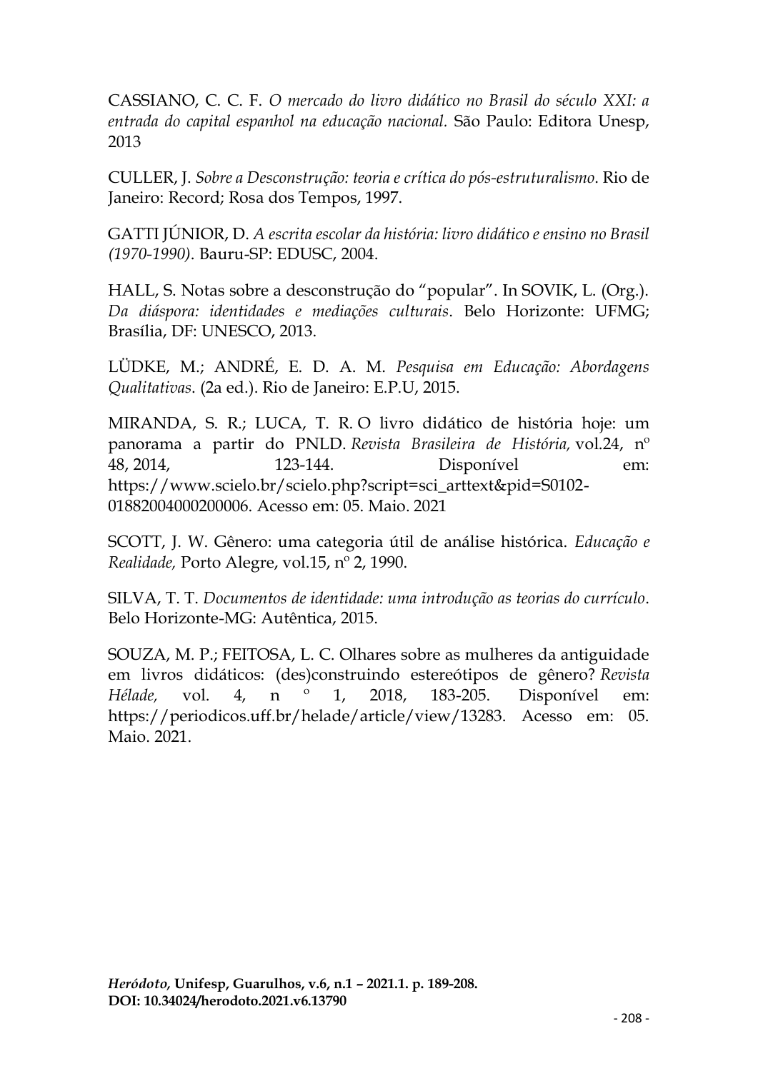CASSIANO, C. C. F. *O mercado do livro didático no Brasil do século XXI: a entrada do capital espanhol na educação nacional.* São Paulo: Editora Unesp, 2013

CULLER, J. *Sobre a Desconstrução: teoria e crítica do pós-estruturalismo*. Rio de Janeiro: Record; Rosa dos Tempos, 1997.

GATTI JÚNIOR, D. *A escrita escolar da história: livro didático e ensino no Brasil (1970-1990)*. Bauru-SP: EDUSC, 2004.

HALL, S. Notas sobre a desconstrução do "popular". In SOVIK, L. (Org.). *Da diáspora: identidades e mediações culturais*. Belo Horizonte: UFMG; Brasília, DF: UNESCO, 2013.

LÜDKE, M.; ANDRÉ, E. D. A. M. *Pesquisa em Educação: Abordagens Qualitativas*. (2a ed.). Rio de Janeiro: E.P.U, 2015.

MIRANDA, S. R.; LUCA, T. R. O livro didático de história hoje: um panorama a partir do PNLD. *Revista Brasileira de História,* vol.24, nº 48, 2014, 123-144. Disponível em: https://www.scielo.br/scielo.php?script=sci_arttext&pid=S0102-01882004000200006. Acesso em: 05. Maio. 2021

SCOTT, J. W. Gênero: uma categoria útil de análise histórica. *Educação e Realidade,* Porto Alegre, vol.15, nº 2, 1990.

SILVA, T. T. *Documentos de identidade: uma introdução as teorias do currículo*. Belo Horizonte-MG: Autêntica, 2015.

SOUZA, M. P.; FEITOSA, L. C. Olhares sobre as mulheres da antiguidade em livros didáticos: (des)construindo estereótipos de gênero? *Revista Hélade,* vol. 4, n º 1, 2018, 183-205. Disponível em: https://periodicos.uff.br/helade/article/view/13283. Acesso em: 05. Maio. 2021.